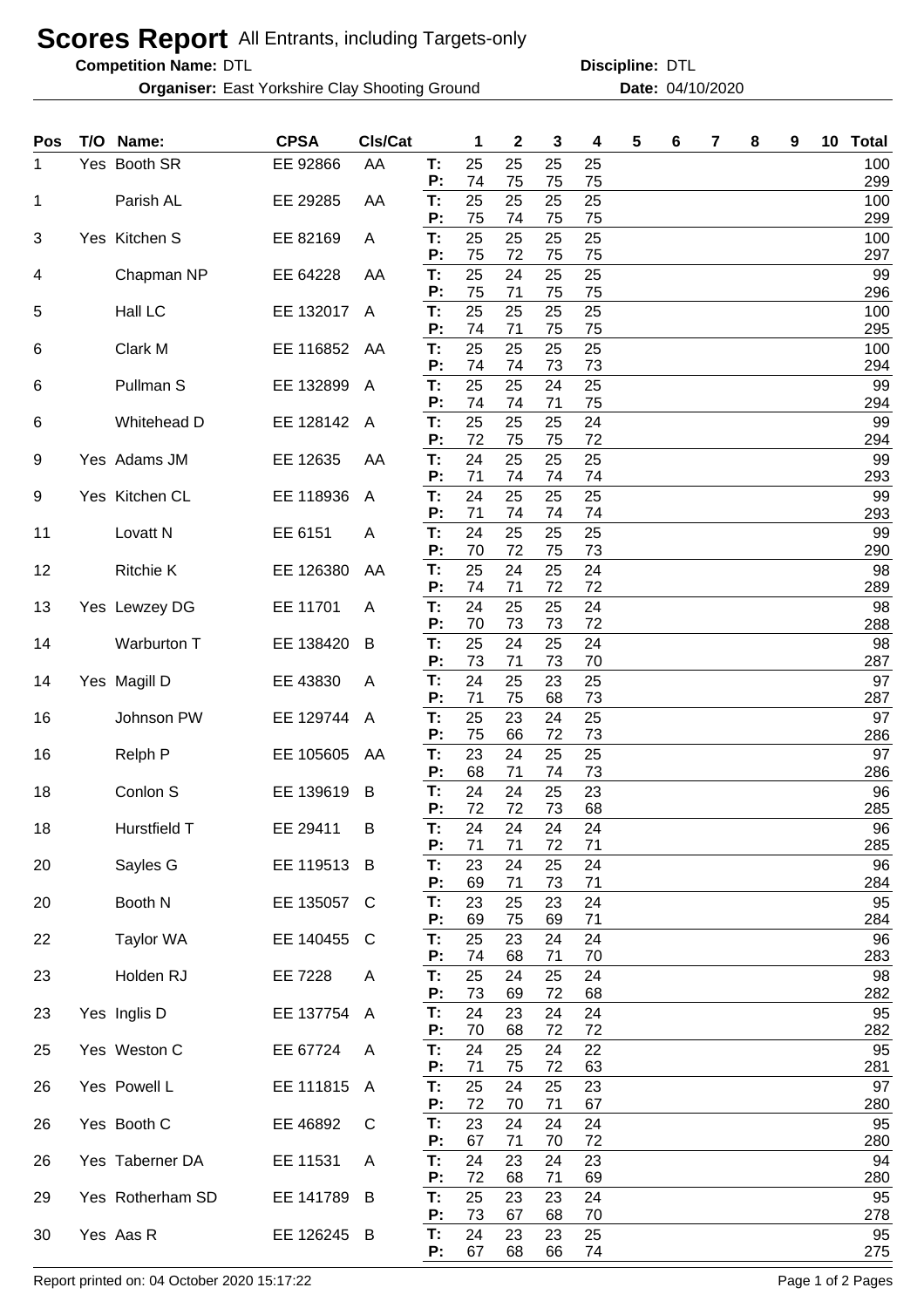# Scores Report All Entrants, including Targets-only

**Competition Name:** DTL **Discipline:** DTL

**Organiser:** East Yorkshire Clay Shooting Ground **Date:** 04/10/2020

| Pos | T/O | Name: | CPSA | Cls/Cat | | 1 | 2 | 3 | 4 | 5 | 6 | 7 | 8 | 9 | 10 | Total |
|---|---|---|---|---|---|---|---|---|---|---|---|---|---|---|---|---|
| 1 | Yes | Booth SR | EE 92866 | AA | T: | 25 | 25 | 25 | 25 | | | | | | | 100 |
| | | | | | P: | 74 | 75 | 75 | 75 | | | | | | | 299 |
| 1 | | Parish AL | EE 29285 | AA | T: | 25 | 25 | 25 | 25 | | | | | | | 100 |
| | | | | | P: | 75 | 74 | 75 | 75 | | | | | | | 299 |
| 3 | Yes | Kitchen S | EE 82169 | A | T: | 25 | 25 | 25 | 25 | | | | | | | 100 |
| | | | | | P: | 75 | 72 | 75 | 75 | | | | | | | 297 |
| 4 | | Chapman NP | EE 64228 | AA | T: | 25 | 24 | 25 | 25 | | | | | | | 99 |
| | | | | | P: | 75 | 71 | 75 | 75 | | | | | | | 296 |
| 5 | | Hall LC | EE 132017 | A | T: | 25 | 25 | 25 | 25 | | | | | | | 100 |
| | | | | | P: | 74 | 71 | 75 | 75 | | | | | | | 295 |
| 6 | | Clark M | EE 116852 | AA | T: | 25 | 25 | 25 | 25 | | | | | | | 100 |
| | | | | | P: | 74 | 74 | 73 | 73 | | | | | | | 294 |
| 6 | | Pullman S | EE 132899 | A | T: | 25 | 25 | 24 | 25 | | | | | | | 99 |
| | | | | | P: | 74 | 74 | 71 | 75 | | | | | | | 294 |
| 6 | | Whitehead D | EE 128142 | A | T: | 25 | 25 | 25 | 24 | | | | | | | 99 |
| | | | | | P: | 72 | 75 | 75 | 72 | | | | | | | 294 |
| 9 | Yes | Adams JM | EE 12635 | AA | T: | 24 | 25 | 25 | 25 | | | | | | | 99 |
| | | | | | P: | 71 | 74 | 74 | 74 | | | | | | | 293 |
| 9 | Yes | Kitchen CL | EE 118936 | A | T: | 24 | 25 | 25 | 25 | | | | | | | 99 |
| | | | | | P: | 71 | 74 | 74 | 74 | | | | | | | 293 |
| 11 | | Lovatt N | EE 6151 | A | T: | 24 | 25 | 25 | 25 | | | | | | | 99 |
| | | | | | P: | 70 | 72 | 75 | 73 | | | | | | | 290 |
| 12 | | Ritchie K | EE 126380 | AA | T: | 25 | 24 | 25 | 24 | | | | | | | 98 |
| | | | | | P: | 74 | 71 | 72 | 72 | | | | | | | 289 |
| 13 | Yes | Lewzey DG | EE 11701 | A | T: | 24 | 25 | 25 | 24 | | | | | | | 98 |
| | | | | | P: | 70 | 73 | 73 | 72 | | | | | | | 288 |
| 14 | | Warburton T | EE 138420 | B | T: | 25 | 24 | 25 | 24 | | | | | | | 98 |
| | | | | | P: | 73 | 71 | 73 | 70 | | | | | | | 287 |
| 14 | Yes | Magill D | EE 43830 | A | T: | 24 | 25 | 23 | 25 | | | | | | | 97 |
| | | | | | P: | 71 | 75 | 68 | 73 | | | | | | | 287 |
| 16 | | Johnson PW | EE 129744 | A | T: | 25 | 23 | 24 | 25 | | | | | | | 97 |
| | | | | | P: | 75 | 66 | 72 | 73 | | | | | | | 286 |
| 16 | | Relph P | EE 105605 | AA | T: | 23 | 24 | 25 | 25 | | | | | | | 97 |
| | | | | | P: | 68 | 71 | 74 | 73 | | | | | | | 286 |
| 18 | | Conlon S | EE 139619 | B | T: | 24 | 24 | 25 | 23 | | | | | | | 96 |
| | | | | | P: | 72 | 72 | 73 | 68 | | | | | | | 285 |
| 18 | | Hurstfield T | EE 29411 | B | T: | 24 | 24 | 24 | 24 | | | | | | | 96 |
| | | | | | P: | 71 | 71 | 72 | 71 | | | | | | | 285 |
| 20 | | Sayles G | EE 119513 | B | T: | 23 | 24 | 25 | 24 | | | | | | | 96 |
| | | | | | P: | 69 | 71 | 73 | 71 | | | | | | | 284 |
| 20 | | Booth N | EE 135057 | C | T: | 23 | 25 | 23 | 24 | | | | | | | 95 |
| | | | | | P: | 69 | 75 | 69 | 71 | | | | | | | 284 |
| 22 | | Taylor WA | EE 140455 | C | T: | 25 | 23 | 24 | 24 | | | | | | | 96 |
| | | | | | P: | 74 | 68 | 71 | 70 | | | | | | | 283 |
| 23 | | Holden RJ | EE 7228 | A | T: | 25 | 24 | 25 | 24 | | | | | | | 98 |
| | | | | | P: | 73 | 69 | 72 | 68 | | | | | | | 282 |
| 23 | Yes | Inglis D | EE 137754 | A | T: | 24 | 23 | 24 | 24 | | | | | | | 95 |
| | | | | | P: | 70 | 68 | 72 | 72 | | | | | | | 282 |
| 25 | Yes | Weston C | EE 67724 | A | T: | 24 | 25 | 24 | 22 | | | | | | | 95 |
| | | | | | P: | 71 | 75 | 72 | 63 | | | | | | | 281 |
| 26 | Yes | Powell L | EE 111815 | A | T: | 25 | 24 | 25 | 23 | | | | | | | 97 |
| | | | | | P: | 72 | 70 | 71 | 67 | | | | | | | 280 |
| 26 | Yes | Booth C | EE 46892 | C | T: | 23 | 24 | 24 | 24 | | | | | | | 95 |
| | | | | | P: | 67 | 71 | 70 | 72 | | | | | | | 280 |
| 26 | Yes | Taberner DA | EE 11531 | A | T: | 24 | 23 | 24 | 23 | | | | | | | 94 |
| | | | | | P: | 72 | 68 | 71 | 69 | | | | | | | 280 |
| 29 | Yes | Rotherham SD | EE 141789 | B | T: | 25 | 23 | 23 | 24 | | | | | | | 95 |
| | | | | | P: | 73 | 67 | 68 | 70 | | | | | | | 278 |
| 30 | Yes | Aas R | EE 126245 | B | T: | 24 | 23 | 23 | 25 | | | | | | | 95 |
| | | | | | P: | 67 | 68 | 66 | 74 | | | | | | | 275 |

Report printed on: 04 October 2020 15:17:22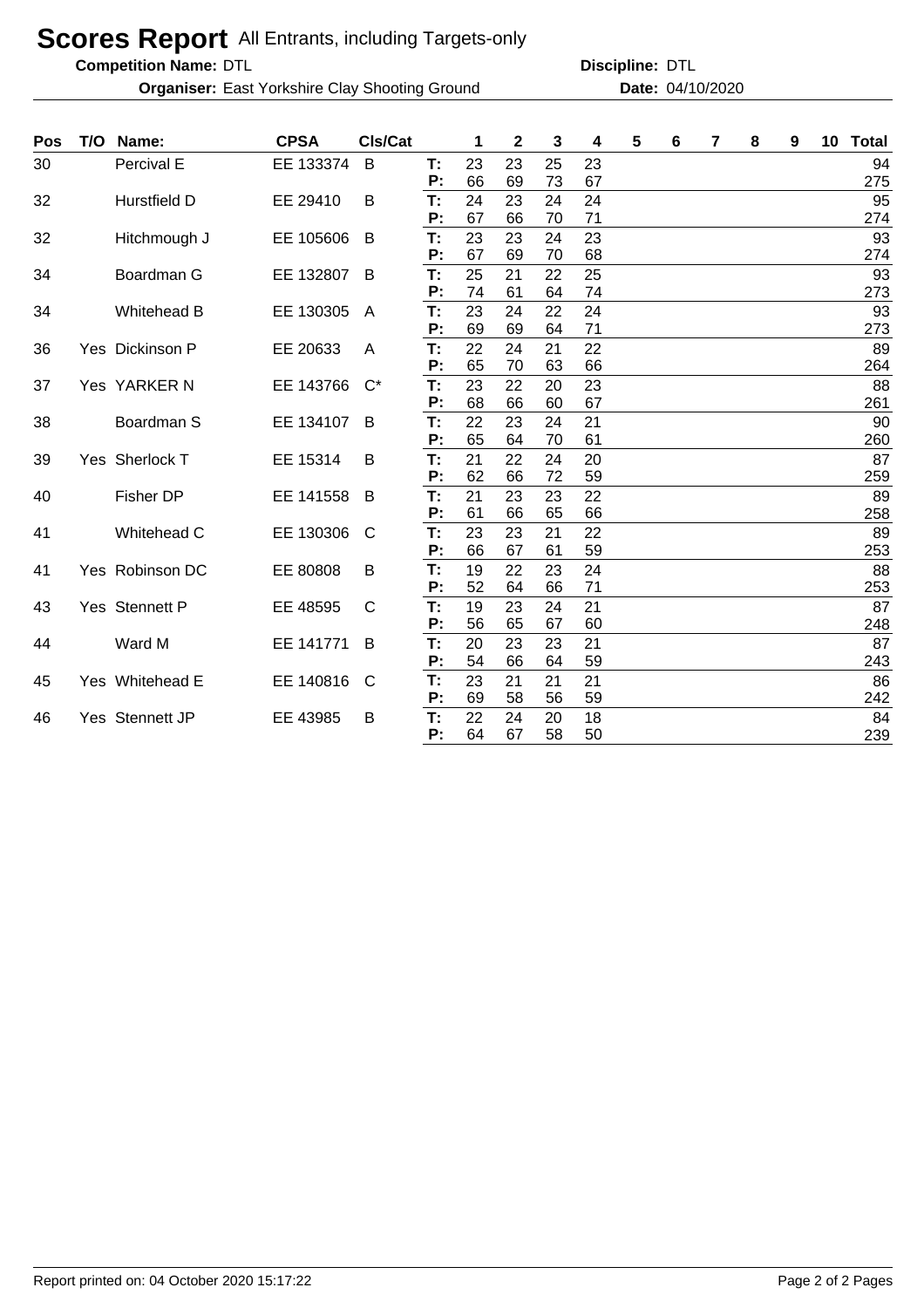# Scores Report All Entrants, including Targets-only

**Competition Name:** DTL **Discipline:** DTL

**Organiser:** East Yorkshire Clay Shooting Ground **Date:** 04/10/2020

| Pos | T/O | Name: | CPSA | Cls/Cat | | 1 | 2 | 3 | 4 | 5 | 6 | 7 | 8 | 9 | 10 | Total |
|---|---|---|---|---|---|---|---|---|---|---|---|---|---|---|---|---|
| 30 | | Percival E | EE 133374 | B | T: | 23 | 23 | 25 | 23 | | | | | | | 94 |
| | | | | | P: | 66 | 69 | 73 | 67 | | | | | | | 275 |
| 32 | | Hurstfield D | EE 29410 | B | T: | 24 | 23 | 24 | 24 | | | | | | | 95 |
| | | | | | P: | 67 | 66 | 70 | 71 | | | | | | | 274 |
| 32 | | Hitchmough J | EE 105606 | B | T: | 23 | 23 | 24 | 23 | | | | | | | 93 |
| | | | | | P: | 67 | 69 | 70 | 68 | | | | | | | 274 |
| 34 | | Boardman G | EE 132807 | B | T: | 25 | 21 | 22 | 25 | | | | | | | 93 |
| | | | | | P: | 74 | 61 | 64 | 74 | | | | | | | 273 |
| 34 | | Whitehead B | EE 130305 | A | T: | 23 | 24 | 22 | 24 | | | | | | | 93 |
| | | | | | P: | 69 | 69 | 64 | 71 | | | | | | | 273 |
| 36 | Yes | Dickinson P | EE 20633 | A | T: | 22 | 24 | 21 | 22 | | | | | | | 89 |
| | | | | | P: | 65 | 70 | 63 | 66 | | | | | | | 264 |
| 37 | Yes | YARKER N | EE 143766 | C* | T: | 23 | 22 | 20 | 23 | | | | | | | 88 |
| | | | | | P: | 68 | 66 | 60 | 67 | | | | | | | 261 |
| 38 | | Boardman S | EE 134107 | B | T: | 22 | 23 | 24 | 21 | | | | | | | 90 |
| | | | | | P: | 65 | 64 | 70 | 61 | | | | | | | 260 |
| 39 | Yes | Sherlock T | EE 15314 | B | T: | 21 | 22 | 24 | 20 | | | | | | | 87 |
| | | | | | P: | 62 | 66 | 72 | 59 | | | | | | | 259 |
| 40 | | Fisher DP | EE 141558 | B | T: | 21 | 23 | 23 | 22 | | | | | | | 89 |
| | | | | | P: | 61 | 66 | 65 | 66 | | | | | | | 258 |
| 41 | | Whitehead C | EE 130306 | C | T: | 23 | 23 | 21 | 22 | | | | | | | 89 |
| | | | | | P: | 66 | 67 | 61 | 59 | | | | | | | 253 |
| 41 | Yes | Robinson DC | EE 80808 | B | T: | 19 | 22 | 23 | 24 | | | | | | | 88 |
| | | | | | P: | 52 | 64 | 66 | 71 | | | | | | | 253 |
| 43 | Yes | Stennett P | EE 48595 | C | T: | 19 | 23 | 24 | 21 | | | | | | | 87 |
| | | | | | P: | 56 | 65 | 67 | 60 | | | | | | | 248 |
| 44 | | Ward M | EE 141771 | B | T: | 20 | 23 | 23 | 21 | | | | | | | 87 |
| | | | | | P: | 54 | 66 | 64 | 59 | | | | | | | 243 |
| 45 | Yes | Whitehead E | EE 140816 | C | T: | 23 | 21 | 21 | 21 | | | | | | | 86 |
| | | | | | P: | 69 | 58 | 56 | 59 | | | | | | | 242 |
| 46 | Yes | Stennett JP | EE 43985 | B | T: | 22 | 24 | 20 | 18 | | | | | | | 84 |
| | | | | | P: | 64 | 67 | 58 | 50 | | | | | | | 239 |

Report printed on: 04 October 2020 15:17:22